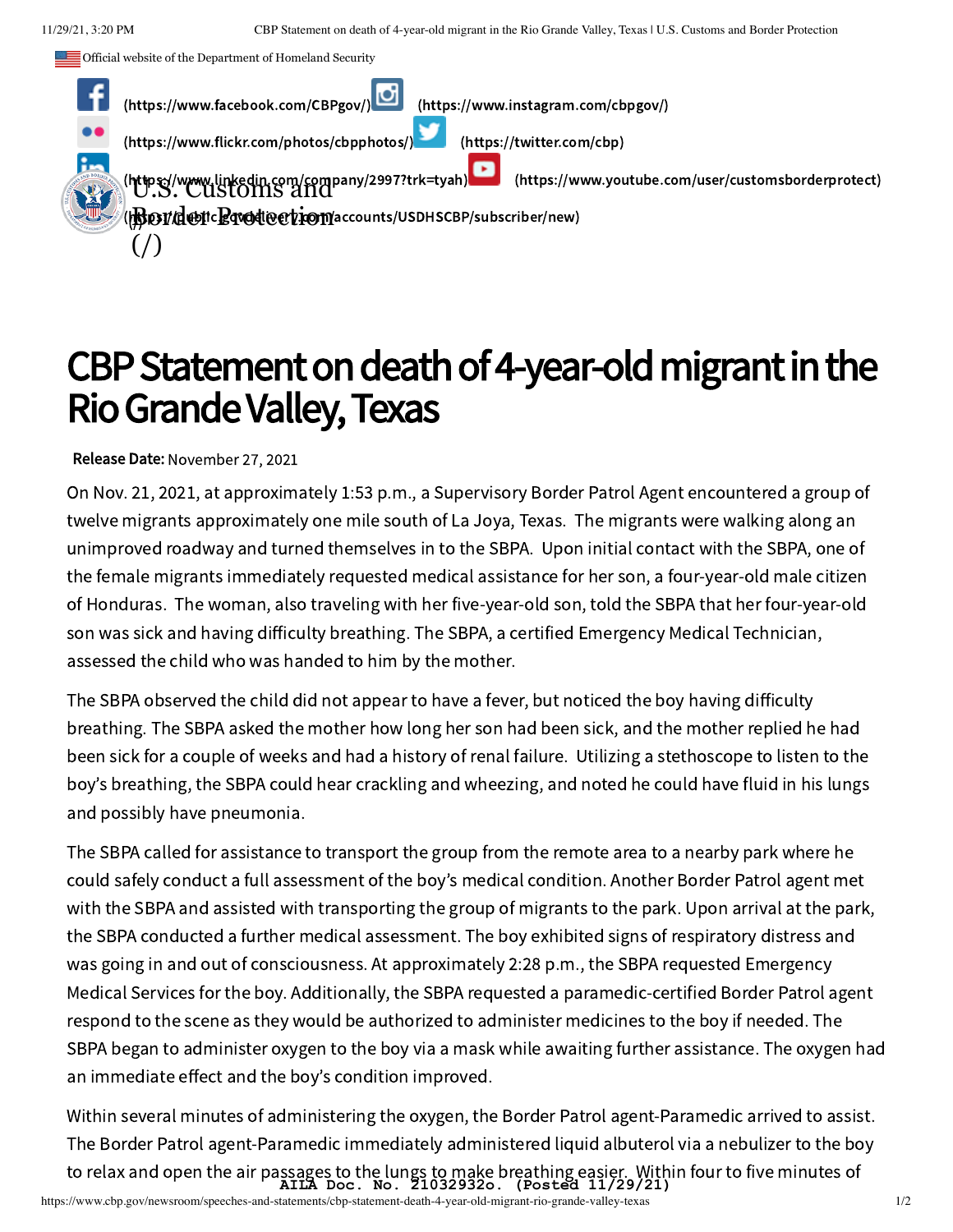Official website of the Department of Homeland Security

(https://www.facebook.com/CBPgov/) (https://www.instagram.com/cbpgov/)

(https://www.flickr.com/photos/cbpphotos/) (https://twitter.com/cbp)

(https://www.linkedin.com/company/2997?trk=tyah) (https://www.youtube.com/user/customsborderprotect)

(https://public.govdelivery.com/accounts/USDHSCBP/subscriber/new)

U.S. Customs and Border Protection (/)

# CBP Statement on death of 4-year-old migrant in the Rio Grande Valley, Texas

**Release Date:** November 27, 2021

On Nov. 21, 2021, at approximately 1:53 p.m., a Supervisory Border Patrol Agent encountered a group of twelve migrants approximately one mile south of La Joya, Texas. The migrants were walking along an unimproved roadway and turned themselves in to the SBPA. Upon initial contact with the SBPA, one of the female migrants immediately requested medical assistance for her son, a four-year-old male citizen of Honduras. The woman, also traveling with her five-year-old son, told the SBPA that her four-year-old son was sick and having difficulty breathing. The SBPA, a certified Emergency Medical Technician, assessed the child who was handed to him by the mother.

The SBPA observed the child did not appear to have a fever, but noticed the boy having difficulty breathing. The SBPA asked the mother how long her son had been sick, and the mother replied he had been sick for a couple of weeks and had a history of renal failure. Utilizing a stethoscope to listen to the boy's breathing, the SBPA could hear crackling and wheezing, and noted he could have fluid in his lungs and possibly have pneumonia.

The SBPA called for assistance to transport the group from the remote area to a nearby park where he could safely conduct a full assessment of the boy's medical condition. Another Border Patrol agent met with the SBPA and assisted with transporting the group of migrants to the park. Upon arrival at the park, the SBPA conducted a further medical assessment. The boy exhibited signs of respiratory distress and was going in and out of consciousness. At approximately 2:28 p.m., the SBPA requested Emergency Medical Services for the boy. Additionally, the SBPA requested a paramedic-certified Border Patrol agent respond to the scene as they would be authorized to administer medicines to the boy if needed. The SBPA began to administer oxygen to the boy via a mask while awaiting further assistance. The oxygen had an immediate effect and the boy's condition improved.

Within several minutes of administering the oxygen, the Border Patrol agent-Paramedic arrived to assist. The Border Patrol agent-Paramedic immediately administered liquid albuterol via a nebulizer to the boy to relax and open the air passages to the lungs to make breathing easier. Within four to five minutes of

AILA Doc. No. 21032932o. (Posted 11/29/21)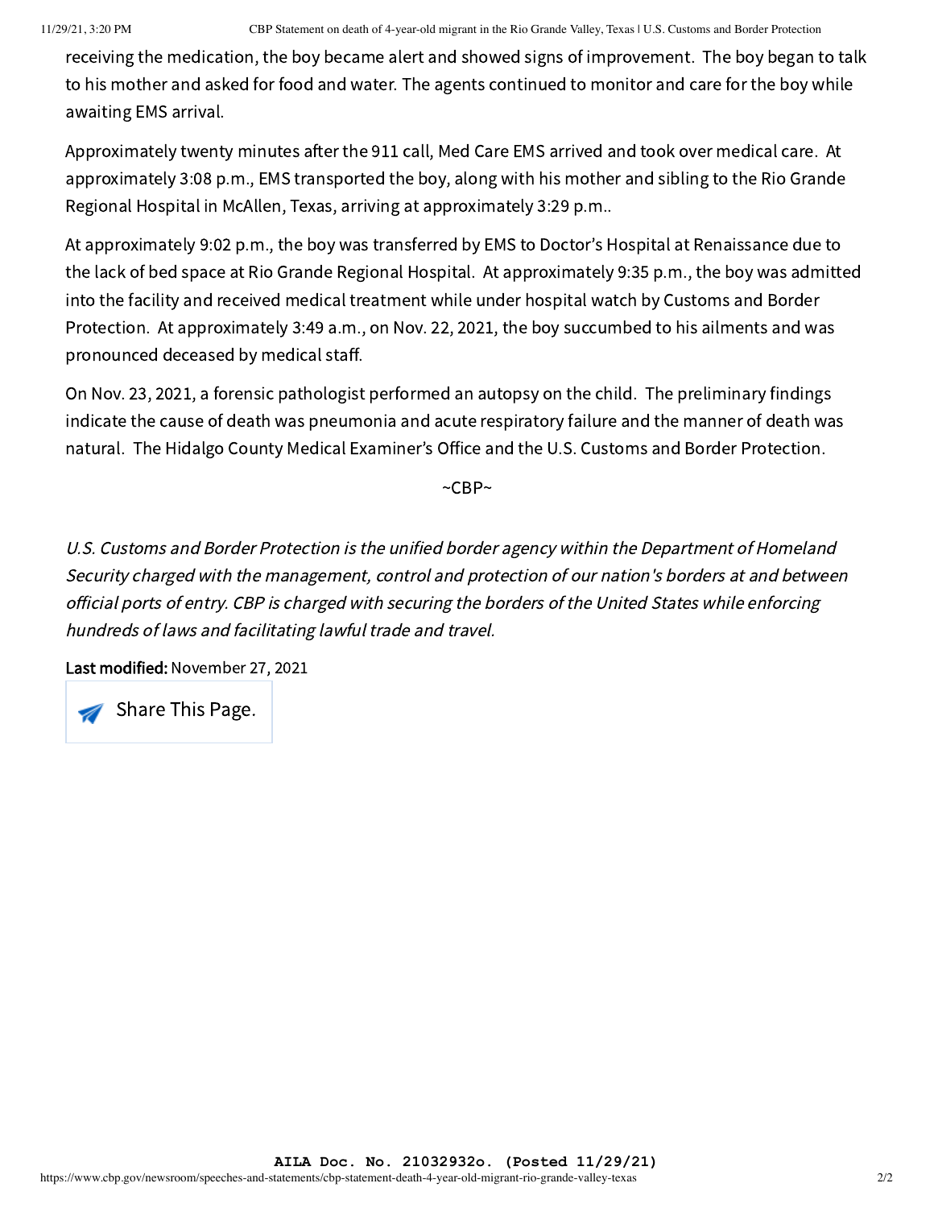receiving the medication, the boy became alert and showed signs of improvement. The boy began to talk to his mother and asked for food and water. The agents continued to monitor and care for the boy while awaiting EMS arrival.

Approximately twenty minutes after the 911 call, Med Care EMS arrived and took over medical care. At approximately 3:08 p.m., EMS transported the boy, along with his mother and sibling to the Rio Grande Regional Hospital in McAllen, Texas, arriving at approximately 3:29 p.m..

At approximately 9:02 p.m., the boy was transferred by EMS to Doctor's Hospital at Renaissance due to the lack of bed space at Rio Grande Regional Hospital. At approximately 9:35 p.m., the boy was admitted into the facility and received medical treatment while under hospital watch by Customs and Border Protection. At approximately 3:49 a.m., on Nov. 22, 2021, the boy succumbed to his ailments and was pronounced deceased by medical staff.

On Nov. 23, 2021, a forensic pathologist performed an autopsy on the child. The preliminary findings indicate the cause of death was pneumonia and acute respiratory failure and the manner of death was natural. The Hidalgo County Medical Examiner's Office and the U.S. Customs and Border Protection.

~CBP~

*U.S. Customs and Border Protection is the unified border agency within the Department of Homeland Security charged with the management, control and protection of our nation's borders at and between official ports of entry. CBP is charged with securing the borders of the United States while enforcing hundreds of laws and facilitating lawful trade and travel.*

**Last modified:** November 27, 2021

Share This Page.

AILA Doc. No. 21032932o. (Posted 11/29/21)